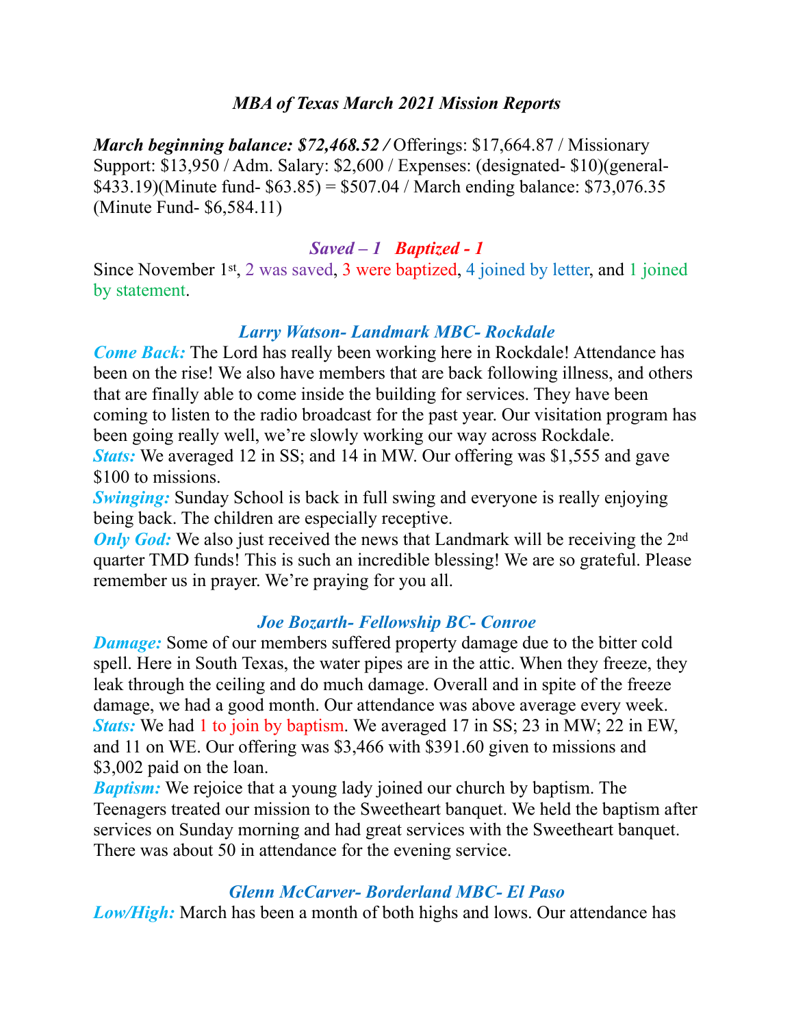### *MBA of Texas March 2021 Mission Reports*

***March beginning balance: $72,468.52 /*** Offerings: $17,664.87 / Missionary Support: $13,950 / Adm. Salary: $2,600 / Expenses: (designated- $10)(general- $433.19)(Minute fund- $63.85) = $507.04 / March ending balance: $73,076.35 (Minute Fund- $6,584.11)

***Saved – 1 Baptized - 1***

Since November 1st, 2 was saved, 3 were baptized, 4 joined by letter, and 1 joined by statement.

#### *Larry Watson- Landmark MBC- Rockdale*

***Come Back:*** The Lord has really been working here in Rockdale! Attendance has been on the rise! We also have members that are back following illness, and others that are finally able to come inside the building for services. They have been coming to listen to the radio broadcast for the past year. Our visitation program has been going really well, we're slowly working our way across Rockdale.

***Stats:*** We averaged 12 in SS; and 14 in MW. Our offering was $1,555 and gave $100 to missions.

***Swinging:*** Sunday School is back in full swing and everyone is really enjoying being back. The children are especially receptive.

***Only God:*** We also just received the news that Landmark will be receiving the 2nd quarter TMD funds! This is such an incredible blessing! We are so grateful. Please remember us in prayer. We're praying for you all.

#### *Joe Bozarth- Fellowship BC- Conroe*

***Damage:*** Some of our members suffered property damage due to the bitter cold spell. Here in South Texas, the water pipes are in the attic. When they freeze, they leak through the ceiling and do much damage. Overall and in spite of the freeze damage, we had a good month. Our attendance was above average every week.

***Stats:*** We had 1 to join by baptism. We averaged 17 in SS; 23 in MW; 22 in EW, and 11 on WE. Our offering was $3,466 with $391.60 given to missions and $3,002 paid on the loan.

***Baptism:*** We rejoice that a young lady joined our church by baptism. The Teenagers treated our mission to the Sweetheart banquet. We held the baptism after services on Sunday morning and had great services with the Sweetheart banquet. There was about 50 in attendance for the evening service.

#### *Glenn McCarver- Borderland MBC- El Paso*

***Low/High:*** March has been a month of both highs and lows. Our attendance has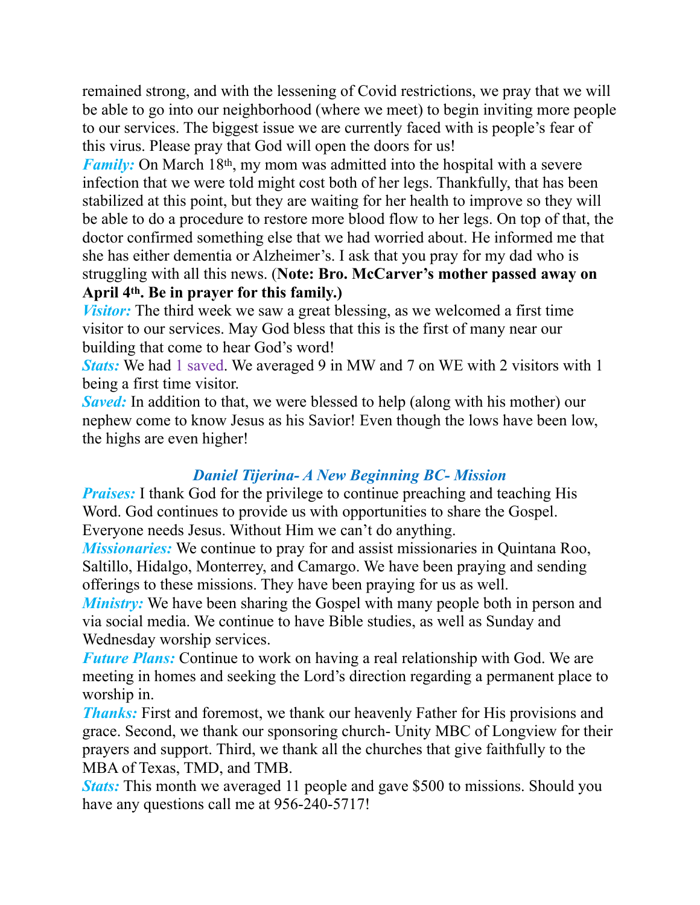remained strong, and with the lessening of Covid restrictions, we pray that we will be able to go into our neighborhood (where we meet) to begin inviting more people to our services. The biggest issue we are currently faced with is people's fear of this virus. Please pray that God will open the doors for us!

***Family:*** On March 18th, my mom was admitted into the hospital with a severe infection that we were told might cost both of her legs. Thankfully, that has been stabilized at this point, but they are waiting for her health to improve so they will be able to do a procedure to restore more blood flow to her legs. On top of that, the doctor confirmed something else that we had worried about. He informed me that she has either dementia or Alzheimer's. I ask that you pray for my dad who is struggling with all this news. (**Note: Bro. McCarver's mother passed away on April 4th. Be in prayer for this family.)**

***Visitor:*** The third week we saw a great blessing, as we welcomed a first time visitor to our services. May God bless that this is the first of many near our building that come to hear God's word!

***Stats:*** We had 1 saved. We averaged 9 in MW and 7 on WE with 2 visitors with 1 being a first time visitor.

***Saved:*** In addition to that, we were blessed to help (along with his mother) our nephew come to know Jesus as his Savior! Even though the lows have been low, the highs are even higher!

### *Daniel Tijerina- A New Beginning BC- Mission*

***Praises:*** I thank God for the privilege to continue preaching and teaching His Word. God continues to provide us with opportunities to share the Gospel. Everyone needs Jesus. Without Him we can't do anything.

***Missionaries:*** We continue to pray for and assist missionaries in Quintana Roo, Saltillo, Hidalgo, Monterrey, and Camargo. We have been praying and sending offerings to these missions. They have been praying for us as well.

***Ministry:*** We have been sharing the Gospel with many people both in person and via social media. We continue to have Bible studies, as well as Sunday and Wednesday worship services.

***Future Plans:*** Continue to work on having a real relationship with God. We are meeting in homes and seeking the Lord's direction regarding a permanent place to worship in.

***Thanks:*** First and foremost, we thank our heavenly Father for His provisions and grace. Second, we thank our sponsoring church- Unity MBC of Longview for their prayers and support. Third, we thank all the churches that give faithfully to the MBA of Texas, TMD, and TMB.

***Stats:*** This month we averaged 11 people and gave $500 to missions. Should you have any questions call me at 956-240-5717!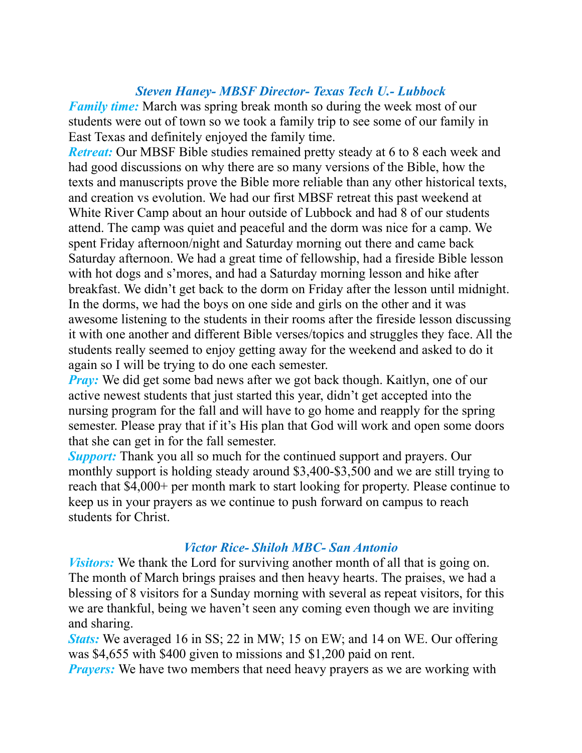### ***Steven Haney- MBSF Director- Texas Tech U.- Lubbock***

***Family time:*** March was spring break month so during the week most of our students were out of town so we took a family trip to see some of our family in East Texas and definitely enjoyed the family time.

***Retreat:*** Our MBSF Bible studies remained pretty steady at 6 to 8 each week and had good discussions on why there are so many versions of the Bible, how the texts and manuscripts prove the Bible more reliable than any other historical texts, and creation vs evolution. We had our first MBSF retreat this past weekend at White River Camp about an hour outside of Lubbock and had 8 of our students attend. The camp was quiet and peaceful and the dorm was nice for a camp. We spent Friday afternoon/night and Saturday morning out there and came back Saturday afternoon. We had a great time of fellowship, had a fireside Bible lesson with hot dogs and s'mores, and had a Saturday morning lesson and hike after breakfast. We didn't get back to the dorm on Friday after the lesson until midnight. In the dorms, we had the boys on one side and girls on the other and it was awesome listening to the students in their rooms after the fireside lesson discussing it with one another and different Bible verses/topics and struggles they face. All the students really seemed to enjoy getting away for the weekend and asked to do it again so I will be trying to do one each semester.

***Pray:*** We did get some bad news after we got back though. Kaitlyn, one of our active newest students that just started this year, didn't get accepted into the nursing program for the fall and will have to go home and reapply for the spring semester. Please pray that if it's His plan that God will work and open some doors that she can get in for the fall semester.

***Support:*** Thank you all so much for the continued support and prayers. Our monthly support is holding steady around $3,400-$3,500 and we are still trying to reach that $4,000+ per month mark to start looking for property. Please continue to keep us in your prayers as we continue to push forward on campus to reach students for Christ.

### ***Victor Rice- Shiloh MBC- San Antonio***

***Visitors:*** We thank the Lord for surviving another month of all that is going on. The month of March brings praises and then heavy hearts. The praises, we had a blessing of 8 visitors for a Sunday morning with several as repeat visitors, for this we are thankful, being we haven't seen any coming even though we are inviting and sharing.

***Stats:*** We averaged 16 in SS; 22 in MW; 15 on EW; and 14 on WE. Our offering was $4,655 with $400 given to missions and $1,200 paid on rent.

***Prayers:*** We have two members that need heavy prayers as we are working with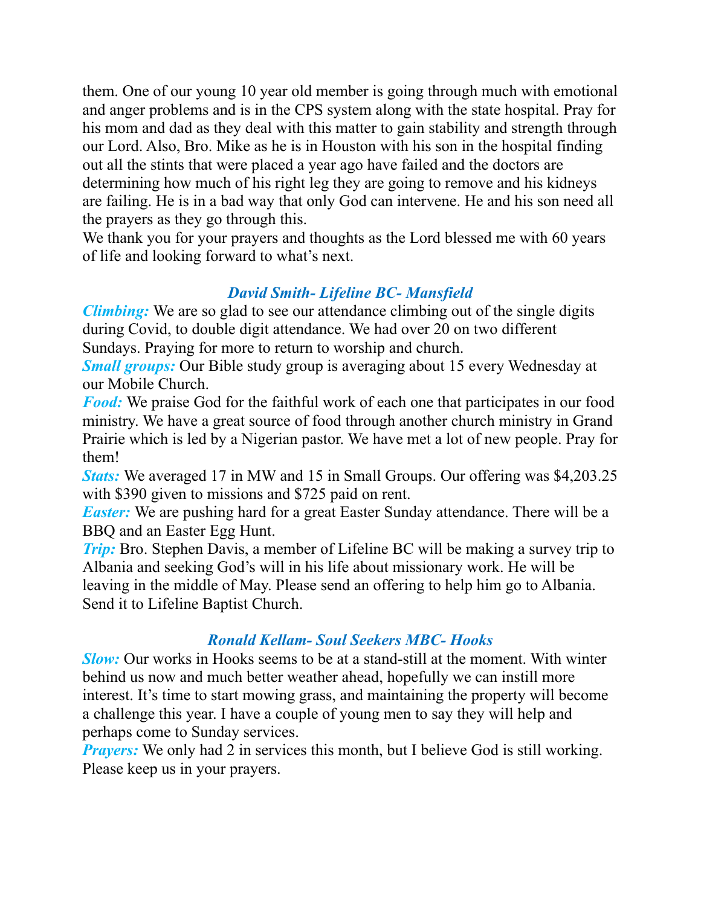them. One of our young 10 year old member is going through much with emotional and anger problems and is in the CPS system along with the state hospital. Pray for his mom and dad as they deal with this matter to gain stability and strength through our Lord. Also, Bro. Mike as he is in Houston with his son in the hospital finding out all the stints that were placed a year ago have failed and the doctors are determining how much of his right leg they are going to remove and his kidneys are failing. He is in a bad way that only God can intervene. He and his son need all the prayers as they go through this.
We thank you for your prayers and thoughts as the Lord blessed me with 60 years of life and looking forward to what's next.

### *David Smith- Lifeline BC- Mansfield*

***Climbing:*** We are so glad to see our attendance climbing out of the single digits during Covid, to double digit attendance. We had over 20 on two different Sundays. Praying for more to return to worship and church.
***Small groups:*** Our Bible study group is averaging about 15 every Wednesday at our Mobile Church.
***Food:*** We praise God for the faithful work of each one that participates in our food ministry. We have a great source of food through another church ministry in Grand Prairie which is led by a Nigerian pastor. We have met a lot of new people. Pray for them!
***Stats:*** We averaged 17 in MW and 15 in Small Groups. Our offering was $4,203.25 with $390 given to missions and $725 paid on rent.
***Easter:*** We are pushing hard for a great Easter Sunday attendance. There will be a BBQ and an Easter Egg Hunt.
***Trip:*** Bro. Stephen Davis, a member of Lifeline BC will be making a survey trip to Albania and seeking God's will in his life about missionary work. He will be leaving in the middle of May. Please send an offering to help him go to Albania. Send it to Lifeline Baptist Church.

### *Ronald Kellam- Soul Seekers MBC- Hooks*

***Slow:*** Our works in Hooks seems to be at a stand-still at the moment. With winter behind us now and much better weather ahead, hopefully we can instill more interest. It's time to start mowing grass, and maintaining the property will become a challenge this year. I have a couple of young men to say they will help and perhaps come to Sunday services.
***Prayers:*** We only had 2 in services this month, but I believe God is still working. Please keep us in your prayers.